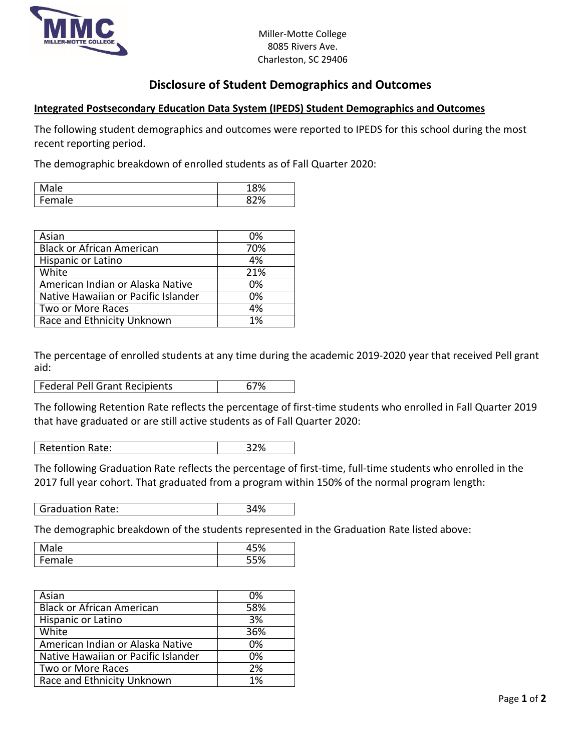Miller-Motte College
8085 Rivers Ave.
Charleston, SC 29406

# Disclosure of Student Demographics and Outcomes

## Integrated Postsecondary Education Data System (IPEDS) Student Demographics and Outcomes

The following student demographics and outcomes were reported to IPEDS for this school during the most recent reporting period.

The demographic breakdown of enrolled students as of Fall Quarter 2020:

| | |
|---|---|
| Male | 18% |
| Female | 82% |

| | |
|---|---|
| Asian | 0% |
| Black or African American | 70% |
| Hispanic or Latino | 4% |
| White | 21% |
| American Indian or Alaska Native | 0% |
| Native Hawaiian or Pacific Islander | 0% |
| Two or More Races | 4% |
| Race and Ethnicity Unknown | 1% |

The percentage of enrolled students at any time during the academic 2019-2020 year that received Pell grant aid:

| | |
|---|---|
| Federal Pell Grant Recipients | 67% |

The following Retention Rate reflects the percentage of first-time students who enrolled in Fall Quarter 2019 that have graduated or are still active students as of Fall Quarter 2020:

| | |
|---|---|
| Retention Rate: | 32% |

The following Graduation Rate reflects the percentage of first-time, full-time students who enrolled in the 2017 full year cohort. That graduated from a program within 150% of the normal program length:

| | |
|---|---|
| Graduation Rate: | 34% |

The demographic breakdown of the students represented in the Graduation Rate listed above:

| | |
|---|---|
| Male | 45% |
| Female | 55% |

| | |
|---|---|
| Asian | 0% |
| Black or African American | 58% |
| Hispanic or Latino | 3% |
| White | 36% |
| American Indian or Alaska Native | 0% |
| Native Hawaiian or Pacific Islander | 0% |
| Two or More Races | 2% |
| Race and Ethnicity Unknown | 1% |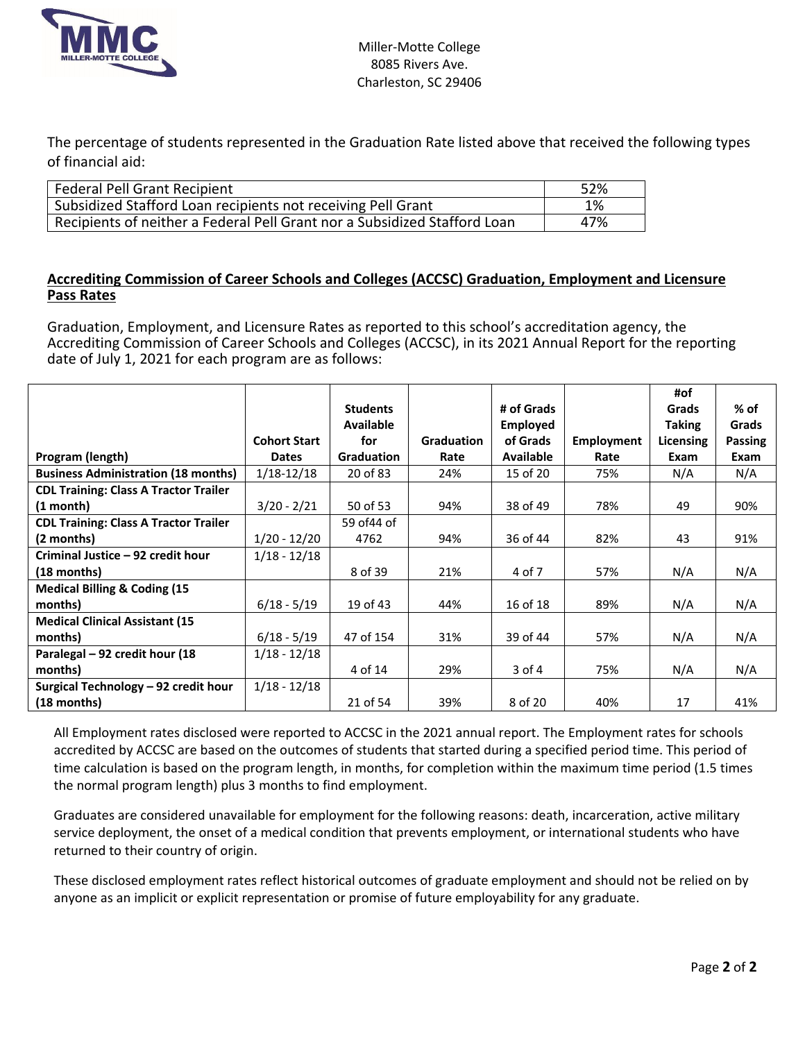Miller-Motte College
8085 Rivers Ave.
Charleston, SC 29406

The percentage of students represented in the Graduation Rate listed above that received the following types of financial aid:

| | |
|---|---|
| Federal Pell Grant Recipient | 52% |
| Subsidized Stafford Loan recipients not receiving Pell Grant | 1% |
| Recipients of neither a Federal Pell Grant nor a Subsidized Stafford Loan | 47% |

## Accrediting Commission of Career Schools and Colleges (ACCSC) Graduation, Employment and Licensure Pass Rates

Graduation, Employment, and Licensure Rates as reported to this school's accreditation agency, the Accrediting Commission of Career Schools and Colleges (ACCSC), in its 2021 Annual Report for the reporting date of July 1, 2021 for each program are as follows:

| Program (length) | Cohort Start Dates | Students Available for Graduation | Graduation Rate | # of Grads Employed of Grads Available | Employment Rate | #of Grads Taking Licensing Exam | % of Grads Passing Exam |
|---|---|---|---|---|---|---|---|
| **Business Administration (18 months)** | 1/18-12/18 | 20 of 83 | 24% | 15 of 20 | 75% | N/A | N/A |
| **CDL Training: Class A Tractor Trailer (1 month)** | 3/20 - 2/21 | 50 of 53 | 94% | 38 of 49 | 78% | 49 | 90% |
| **CDL Training: Class A Tractor Trailer (2 months)** | 1/20 - 12/20 | 59 of44 of 4762 | 94% | 36 of 44 | 82% | 43 | 91% |
| **Criminal Justice – 92 credit hour (18 months)** | 1/18 - 12/18 | 8 of 39 | 21% | 4 of 7 | 57% | N/A | N/A |
| **Medical Billing & Coding (15 months)** | 6/18 - 5/19 | 19 of 43 | 44% | 16 of 18 | 89% | N/A | N/A |
| **Medical Clinical Assistant (15 months)** | 6/18 - 5/19 | 47 of 154 | 31% | 39 of 44 | 57% | N/A | N/A |
| **Paralegal – 92 credit hour (18 months)** | 1/18 - 12/18 | 4 of 14 | 29% | 3 of 4 | 75% | N/A | N/A |
| **Surgical Technology – 92 credit hour (18 months)** | 1/18 - 12/18 | 21 of 54 | 39% | 8 of 20 | 40% | 17 | 41% |

All Employment rates disclosed were reported to ACCSC in the 2021 annual report. The Employment rates for schools accredited by ACCSC are based on the outcomes of students that started during a specified period time. This period of time calculation is based on the program length, in months, for completion within the maximum time period (1.5 times the normal program length) plus 3 months to find employment.

Graduates are considered unavailable for employment for the following reasons: death, incarceration, active military service deployment, the onset of a medical condition that prevents employment, or international students who have returned to their country of origin.

These disclosed employment rates reflect historical outcomes of graduate employment and should not be relied on by anyone as an implicit or explicit representation or promise of future employability for any graduate.